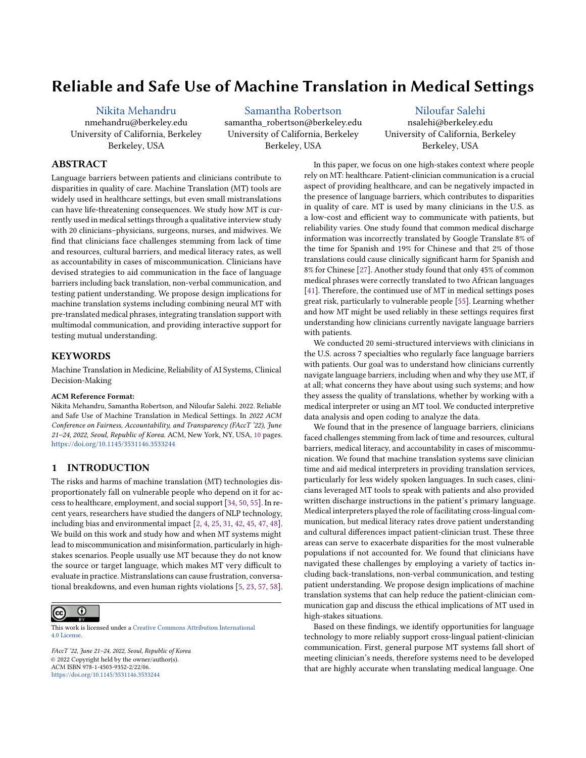# Reliable and Safe Use of Machine Translation in Medical Settings

Nikita Mehandru
nmehandru@berkeley.edu
University of California, Berkeley
Berkeley, USA

Samantha Robertson
samantha_robertson@berkeley.edu
University of California, Berkeley
Berkeley, USA

Niloufar Salehi
nsalehi@berkeley.edu
University of California, Berkeley
Berkeley, USA

## ABSTRACT

Language barriers between patients and clinicians contribute to disparities in quality of care. Machine Translation (MT) tools are widely used in healthcare settings, but even small mistranslations can have life-threatening consequences. We study how MT is currently used in medical settings through a qualitative interview study with 20 clinicians–physicians, surgeons, nurses, and midwives. We find that clinicians face challenges stemming from lack of time and resources, cultural barriers, and medical literacy rates, as well as accountability in cases of miscommunication. Clinicians have devised strategies to aid communication in the face of language barriers including back translation, non-verbal communication, and testing patient understanding. We propose design implications for machine translation systems including combining neural MT with pre-translated medical phrases, integrating translation support with multimodal communication, and providing interactive support for testing mutual understanding.

## KEYWORDS

Machine Translation in Medicine, Reliability of AI Systems, Clinical Decision-Making

**ACM Reference Format:**
Nikita Mehandru, Samantha Robertson, and Niloufar Salehi. 2022. Reliable and Safe Use of Machine Translation in Medical Settings. In *2022 ACM Conference on Fairness, Accountability, and Transparency (FAccT '22), June 21–24, 2022, Seoul, Republic of Korea.* ACM, New York, NY, USA, 10 pages. https://doi.org/10.1145/3531146.3533244

## 1 INTRODUCTION

The risks and harms of machine translation (MT) technologies disproportionately fall on vulnerable people who depend on it for access to healthcare, employment, and social support [34, 50, 55]. In recent years, researchers have studied the dangers of NLP technology, including bias and environmental impact [2, 4, 25, 31, 42, 45, 47, 48]. We build on this work and study how and when MT systems might lead to miscommunication and misinformation, particularly in high-stakes scenarios. People usually use MT because they do not know the source or target language, which makes MT very difficult to evaluate in practice. Mistranslations can cause frustration, conversational breakdowns, and even human rights violations [5, 23, 57, 58].

This work is licensed under a Creative Commons Attribution International 4.0 License.

*FAccT '22, June 21–24, 2022, Seoul, Republic of Korea*
© 2022 Copyright held by the owner/author(s).
ACM ISBN 978-1-4503-9352-2/22/06.
https://doi.org/10.1145/3531146.3533244

In this paper, we focus on one high-stakes context where people rely on MT: healthcare. Patient-clinician communication is a crucial aspect of providing healthcare, and can be negatively impacted in the presence of language barriers, which contributes to disparities in quality of care. MT is used by many clinicians in the U.S. as a low-cost and efficient way to communicate with patients, but reliability varies. One study found that common medical discharge information was incorrectly translated by Google Translate 8% of the time for Spanish and 19% for Chinese and that 2% of those translations could cause clinically significant harm for Spanish and 8% for Chinese [27]. Another study found that only 45% of common medical phrases were correctly translated to two African languages [41]. Therefore, the continued use of MT in medical settings poses great risk, particularly to vulnerable people [55]. Learning whether and how MT might be used reliably in these settings requires first understanding how clinicians currently navigate language barriers with patients.

We conducted 20 semi-structured interviews with clinicians in the U.S. across 7 specialties who regularly face language barriers with patients. Our goal was to understand how clinicians currently navigate language barriers, including when and why they use MT, if at all; what concerns they have about using such systems; and how they assess the quality of translations, whether by working with a medical interpreter or using an MT tool. We conducted interpretive data analysis and open coding to analyze the data.

We found that in the presence of language barriers, clinicians faced challenges stemming from lack of time and resources, cultural barriers, medical literacy, and accountability in cases of miscommunication. We found that machine translation systems save clinician time and aid medical interpreters in providing translation services, particularly for less widely spoken languages. In such cases, clinicians leveraged MT tools to speak with patients and also provided written discharge instructions in the patient's primary language. Medical interpreters played the role of facilitating cross-lingual communication, but medical literacy rates drove patient understanding and cultural differences impact patient-clinician trust. These three areas can serve to exacerbate disparities for the most vulnerable populations if not accounted for. We found that clinicians have navigated these challenges by employing a variety of tactics including back-translations, non-verbal communication, and testing patient understanding. We propose design implications of machine translation systems that can help reduce the patient-clinician communication gap and discuss the ethical implications of MT used in high-stakes situations.

Based on these findings, we identify opportunities for language technology to more reliably support cross-lingual patient-clinician communication. First, general purpose MT systems fall short of meeting clinician's needs, therefore systems need to be developed that are highly accurate when translating medical language. One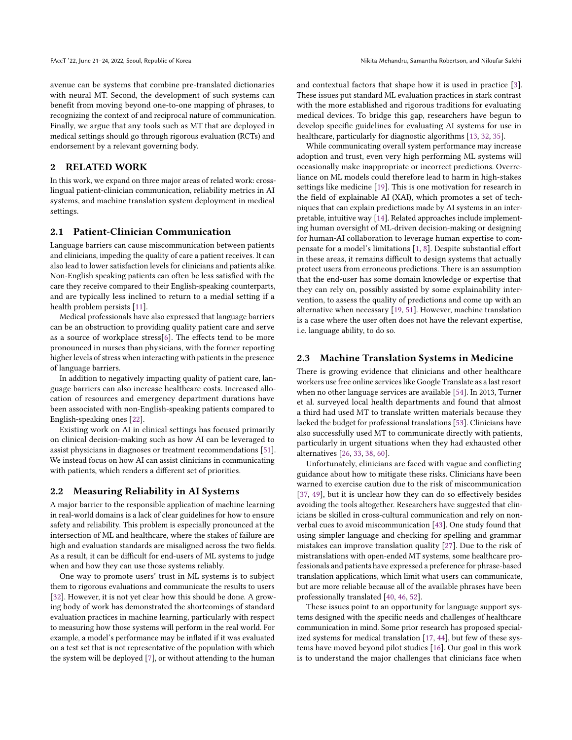avenue can be systems that combine pre-translated dictionaries with neural MT. Second, the development of such systems can benefit from moving beyond one-to-one mapping of phrases, to recognizing the context of and reciprocal nature of communication. Finally, we argue that any tools such as MT that are deployed in medical settings should go through rigorous evaluation (RCTs) and endorsement by a relevant governing body.

## 2 RELATED WORK

In this work, we expand on three major areas of related work: cross-lingual patient-clinician communication, reliability metrics in AI systems, and machine translation system deployment in medical settings.

### 2.1 Patient-Clinician Communication

Language barriers can cause miscommunication between patients and clinicians, impeding the quality of care a patient receives. It can also lead to lower satisfaction levels for clinicians and patients alike. Non-English speaking patients can often be less satisfied with the care they receive compared to their English-speaking counterparts, and are typically less inclined to return to a medial setting if a health problem persists [11].

Medical professionals have also expressed that language barriers can be an obstruction to providing quality patient care and serve as a source of workplace stress[6]. The effects tend to be more pronounced in nurses than physicians, with the former reporting higher levels of stress when interacting with patients in the presence of language barriers.

In addition to negatively impacting quality of patient care, language barriers can also increase healthcare costs. Increased allocation of resources and emergency department durations have been associated with non-English-speaking patients compared to English-speaking ones [22].

Existing work on AI in clinical settings has focused primarily on clinical decision-making such as how AI can be leveraged to assist physicians in diagnoses or treatment recommendations [51]. We instead focus on how AI can assist clinicians in communicating with patients, which renders a different set of priorities.

### 2.2 Measuring Reliability in AI Systems

A major barrier to the responsible application of machine learning in real-world domains is a lack of clear guidelines for how to ensure safety and reliability. This problem is especially pronounced at the intersection of ML and healthcare, where the stakes of failure are high and evaluation standards are misaligned across the two fields. As a result, it can be difficult for end-users of ML systems to judge when and how they can use those systems reliably.

One way to promote users' trust in ML systems is to subject them to rigorous evaluations and communicate the results to users [32]. However, it is not yet clear how this should be done. A growing body of work has demonstrated the shortcomings of standard evaluation practices in machine learning, particularly with respect to measuring how those systems will perform in the real world. For example, a model's performance may be inflated if it was evaluated on a test set that is not representative of the population with which the system will be deployed [7], or without attending to the human and contextual factors that shape how it is used in practice [3]. These issues put standard ML evaluation practices in stark contrast with the more established and rigorous traditions for evaluating medical devices. To bridge this gap, researchers have begun to develop specific guidelines for evaluating AI systems for use in healthcare, particularly for diagnostic algorithms [13, 32, 35].

While communicating overall system performance may increase adoption and trust, even very high performing ML systems will occasionally make inappropriate or incorrect predictions. Overreliance on ML models could therefore lead to harm in high-stakes settings like medicine [19]. This is one motivation for research in the field of explainable AI (XAI), which promotes a set of techniques that can explain predictions made by AI systems in an interpretable, intuitive way [14]. Related approaches include implementing human oversight of ML-driven decision-making or designing for human-AI collaboration to leverage human expertise to compensate for a model's limitations [1, 8]. Despite substantial effort in these areas, it remains difficult to design systems that actually protect users from erroneous predictions. There is an assumption that the end-user has some domain knowledge or expertise that they can rely on, possibly assisted by some explainability intervention, to assess the quality of predictions and come up with an alternative when necessary [19, 51]. However, machine translation is a case where the user often does not have the relevant expertise, i.e. language ability, to do so.

### 2.3 Machine Translation Systems in Medicine

There is growing evidence that clinicians and other healthcare workers use free online services like Google Translate as a last resort when no other language services are available [54]. In 2013, Turner et al. surveyed local health departments and found that almost a third had used MT to translate written materials because they lacked the budget for professional translations [53]. Clinicians have also successfully used MT to communicate directly with patients, particularly in urgent situations when they had exhausted other alternatives [26, 33, 38, 60].

Unfortunately, clinicians are faced with vague and conflicting guidance about how to mitigate these risks. Clinicians have been warned to exercise caution due to the risk of miscommunication [37, 49], but it is unclear how they can do so effectively besides avoiding the tools altogether. Researchers have suggested that clinicians be skilled in cross-cultural communication and rely on non-verbal cues to avoid miscommunication [43]. One study found that using simpler language and checking for spelling and grammar mistakes can improve translation quality [27]. Due to the risk of mistranslations with open-ended MT systems, some healthcare professionals and patients have expressed a preference for phrase-based translation applications, which limit what users can communicate, but are more reliable because all of the available phrases have been professionally translated [40, 46, 52].

These issues point to an opportunity for language support systems designed with the specific needs and challenges of healthcare communication in mind. Some prior research has proposed specialized systems for medical translation [17, 44], but few of these systems have moved beyond pilot studies [16]. Our goal in this work is to understand the major challenges that clinicians face when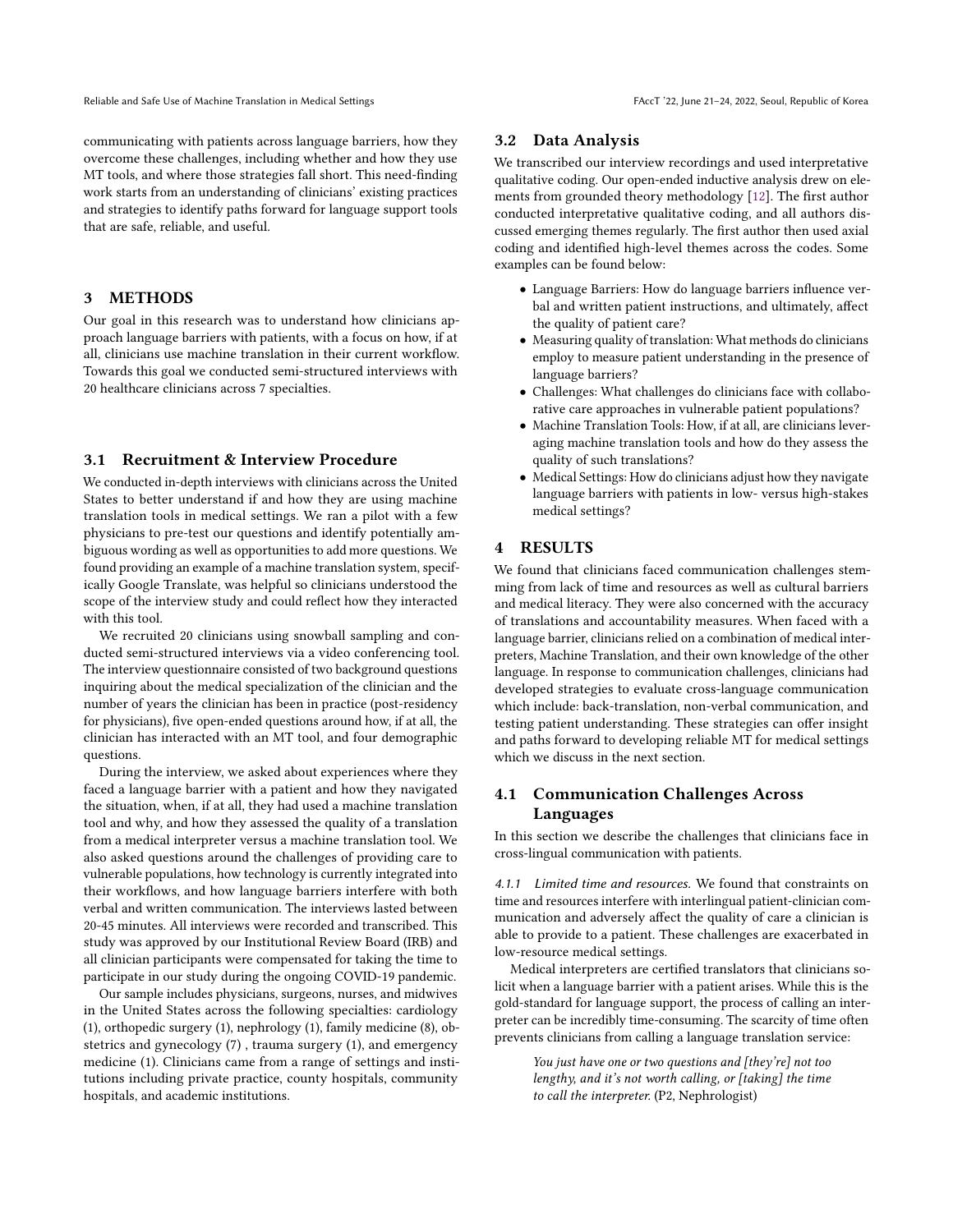communicating with patients across language barriers, how they overcome these challenges, including whether and how they use MT tools, and where those strategies fall short. This need-finding work starts from an understanding of clinicians' existing practices and strategies to identify paths forward for language support tools that are safe, reliable, and useful.

## 3 METHODS

Our goal in this research was to understand how clinicians approach language barriers with patients, with a focus on how, if at all, clinicians use machine translation in their current workflow. Towards this goal we conducted semi-structured interviews with 20 healthcare clinicians across 7 specialties.

### 3.1 Recruitment & Interview Procedure

We conducted in-depth interviews with clinicians across the United States to better understand if and how they are using machine translation tools in medical settings. We ran a pilot with a few physicians to pre-test our questions and identify potentially ambiguous wording as well as opportunities to add more questions. We found providing an example of a machine translation system, specifically Google Translate, was helpful so clinicians understood the scope of the interview study and could reflect how they interacted with this tool.

We recruited 20 clinicians using snowball sampling and conducted semi-structured interviews via a video conferencing tool. The interview questionnaire consisted of two background questions inquiring about the medical specialization of the clinician and the number of years the clinician has been in practice (post-residency for physicians), five open-ended questions around how, if at all, the clinician has interacted with an MT tool, and four demographic questions.

During the interview, we asked about experiences where they faced a language barrier with a patient and how they navigated the situation, when, if at all, they had used a machine translation tool and why, and how they assessed the quality of a translation from a medical interpreter versus a machine translation tool. We also asked questions around the challenges of providing care to vulnerable populations, how technology is currently integrated into their workflows, and how language barriers interfere with both verbal and written communication. The interviews lasted between 20-45 minutes. All interviews were recorded and transcribed. This study was approved by our Institutional Review Board (IRB) and all clinician participants were compensated for taking the time to participate in our study during the ongoing COVID-19 pandemic.

Our sample includes physicians, surgeons, nurses, and midwives in the United States across the following specialties: cardiology (1), orthopedic surgery (1), nephrology (1), family medicine (8), obstetrics and gynecology (7) , trauma surgery (1), and emergency medicine (1). Clinicians came from a range of settings and institutions including private practice, county hospitals, community hospitals, and academic institutions.

### 3.2 Data Analysis

We transcribed our interview recordings and used interpretative qualitative coding. Our open-ended inductive analysis drew on elements from grounded theory methodology [12]. The first author conducted interpretative qualitative coding, and all authors discussed emerging themes regularly. The first author then used axial coding and identified high-level themes across the codes. Some examples can be found below:

- Language Barriers: How do language barriers influence verbal and written patient instructions, and ultimately, affect the quality of patient care?
- Measuring quality of translation: What methods do clinicians employ to measure patient understanding in the presence of language barriers?
- Challenges: What challenges do clinicians face with collaborative care approaches in vulnerable patient populations?
- Machine Translation Tools: How, if at all, are clinicians leveraging machine translation tools and how do they assess the quality of such translations?
- Medical Settings: How do clinicians adjust how they navigate language barriers with patients in low- versus high-stakes medical settings?

## 4 RESULTS

We found that clinicians faced communication challenges stemming from lack of time and resources as well as cultural barriers and medical literacy. They were also concerned with the accuracy of translations and accountability measures. When faced with a language barrier, clinicians relied on a combination of medical interpreters, Machine Translation, and their own knowledge of the other language. In response to communication challenges, clinicians had developed strategies to evaluate cross-language communication which include: back-translation, non-verbal communication, and testing patient understanding. These strategies can offer insight and paths forward to developing reliable MT for medical settings which we discuss in the next section.

### 4.1 Communication Challenges Across Languages

In this section we describe the challenges that clinicians face in cross-lingual communication with patients.

*4.1.1 Limited time and resources.* We found that constraints on time and resources interfere with interlingual patient-clinician communication and adversely affect the quality of care a clinician is able to provide to a patient. These challenges are exacerbated in low-resource medical settings.

Medical interpreters are certified translators that clinicians solicit when a language barrier with a patient arises. While this is the gold-standard for language support, the process of calling an interpreter can be incredibly time-consuming. The scarcity of time often prevents clinicians from calling a language translation service:

> *You just have one or two questions and [they're] not too lengthy, and it's not worth calling, or [taking] the time to call the interpreter.* (P2, Nephrologist)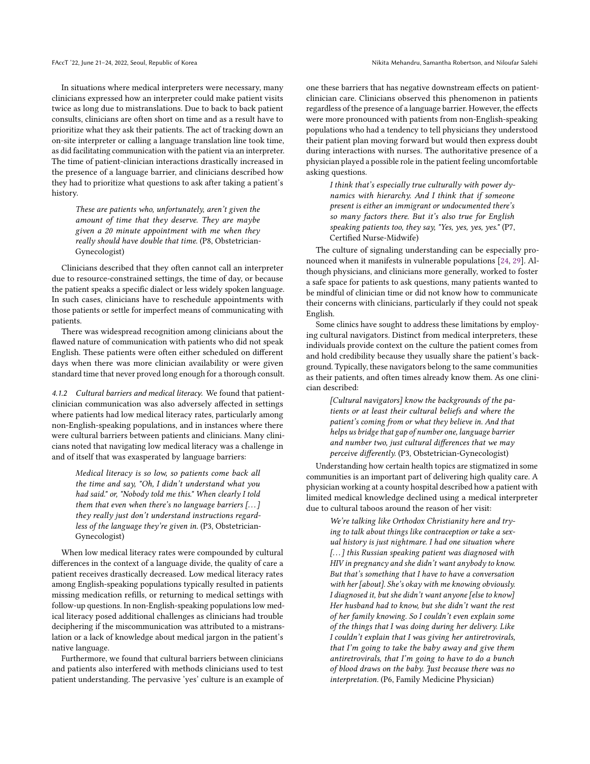In situations where medical interpreters were necessary, many clinicians expressed how an interpreter could make patient visits twice as long due to mistranslations. Due to back to back patient consults, clinicians are often short on time and as a result have to prioritize what they ask their patients. The act of tracking down an on-site interpreter or calling a language translation line took time, as did facilitating communication with the patient via an interpreter. The time of patient-clinician interactions drastically increased in the presence of a language barrier, and clinicians described how they had to prioritize what questions to ask after taking a patient's history.

> *These are patients who, unfortunately, aren't given the amount of time that they deserve. They are maybe given a 20 minute appointment with me when they really should have double that time.* (P8, Obstetrician-Gynecologist)

Clinicians described that they often cannot call an interpreter due to resource-constrained settings, the time of day, or because the patient speaks a specific dialect or less widely spoken language. In such cases, clinicians have to reschedule appointments with those patients or settle for imperfect means of communicating with patients.

There was widespread recognition among clinicians about the flawed nature of communication with patients who did not speak English. These patients were often either scheduled on different days when there was more clinician availability or were given standard time that never proved long enough for a thorough consult.

#### 4.1.2 Cultural barriers and medical literacy.

We found that patient-clinician communication was also adversely affected in settings where patients had low medical literacy rates, particularly among non-English-speaking populations, and in instances where there were cultural barriers between patients and clinicians. Many clinicians noted that navigating low medical literacy was a challenge in and of itself that was exasperated by language barriers:

> *Medical literacy is so low, so patients come back all the time and say, "Oh, I didn't understand what you had said." or, "Nobody told me this." When clearly I told them that even when there's no language barriers [...] they really just don't understand instructions regardless of the language they're given in.* (P3, Obstetrician-Gynecologist)

When low medical literacy rates were compounded by cultural differences in the context of a language divide, the quality of care a patient receives drastically decreased. Low medical literacy rates among English-speaking populations typically resulted in patients missing medication refills, or returning to medical settings with follow-up questions. In non-English-speaking populations low medical literacy posed additional challenges as clinicians had trouble deciphering if the miscommunication was attributed to a mistranslation or a lack of knowledge about medical jargon in the patient's native language.

Furthermore, we found that cultural barriers between clinicians and patients also interfered with methods clinicians used to test patient understanding. The pervasive 'yes' culture is an example of one these barriers that has negative downstream effects on patient-clinician care. Clinicians observed this phenomenon in patients regardless of the presence of a language barrier. However, the effects were more pronounced with patients from non-English-speaking populations who had a tendency to tell physicians they understood their patient plan moving forward but would then express doubt during interactions with nurses. The authoritative presence of a physician played a possible role in the patient feeling uncomfortable asking questions.

> *I think that's especially true culturally with power dynamics with hierarchy. And I think that if someone present is either an immigrant or undocumented there's so many factors there. But it's also true for English speaking patients too, they say, "Yes, yes, yes, yes."* (P7, Certified Nurse-Midwife)

The culture of signaling understanding can be especially pronounced when it manifests in vulnerable populations [24, 29]. Although physicians, and clinicians more generally, worked to foster a safe space for patients to ask questions, many patients wanted to be mindful of clinician time or did not know how to communicate their concerns with clinicians, particularly if they could not speak English.

Some clinics have sought to address these limitations by employing cultural navigators. Distinct from medical interpreters, these individuals provide context on the culture the patient comes from and hold credibility because they usually share the patient's background. Typically, these navigators belong to the same communities as their patients, and often times already know them. As one clinician described:

> *[Cultural navigators] know the backgrounds of the patients or at least their cultural beliefs and where the patient's coming from or what they believe in. And that helps us bridge that gap of number one, language barrier and number two, just cultural differences that we may perceive differently.* (P3, Obstetrician-Gynecologist)

Understanding how certain health topics are stigmatized in some communities is an important part of delivering high quality care. A physician working at a county hospital described how a patient with limited medical knowledge declined using a medical interpreter due to cultural taboos around the reason of her visit:

> *We're talking like Orthodox Christianity here and trying to talk about things like contraception or take a sexual history is just nightmare. I had one situation where [...] this Russian speaking patient was diagnosed with HIV in pregnancy and she didn't want anybody to know. But that's something that I have to have a conversation with her [about]. She's okay with me knowing obviously. I diagnosed it, but she didn't want anyone [else to know] Her husband had to know, but she didn't want the rest of her family knowing. So I couldn't even explain some of the things that I was doing during her delivery. Like I couldn't explain that I was giving her antiretrovirals, that I'm going to take the baby away and give them antiretrovirals, that I'm going to have to do a bunch of blood draws on the baby. Just because there was no interpretation.* (P6, Family Medicine Physician)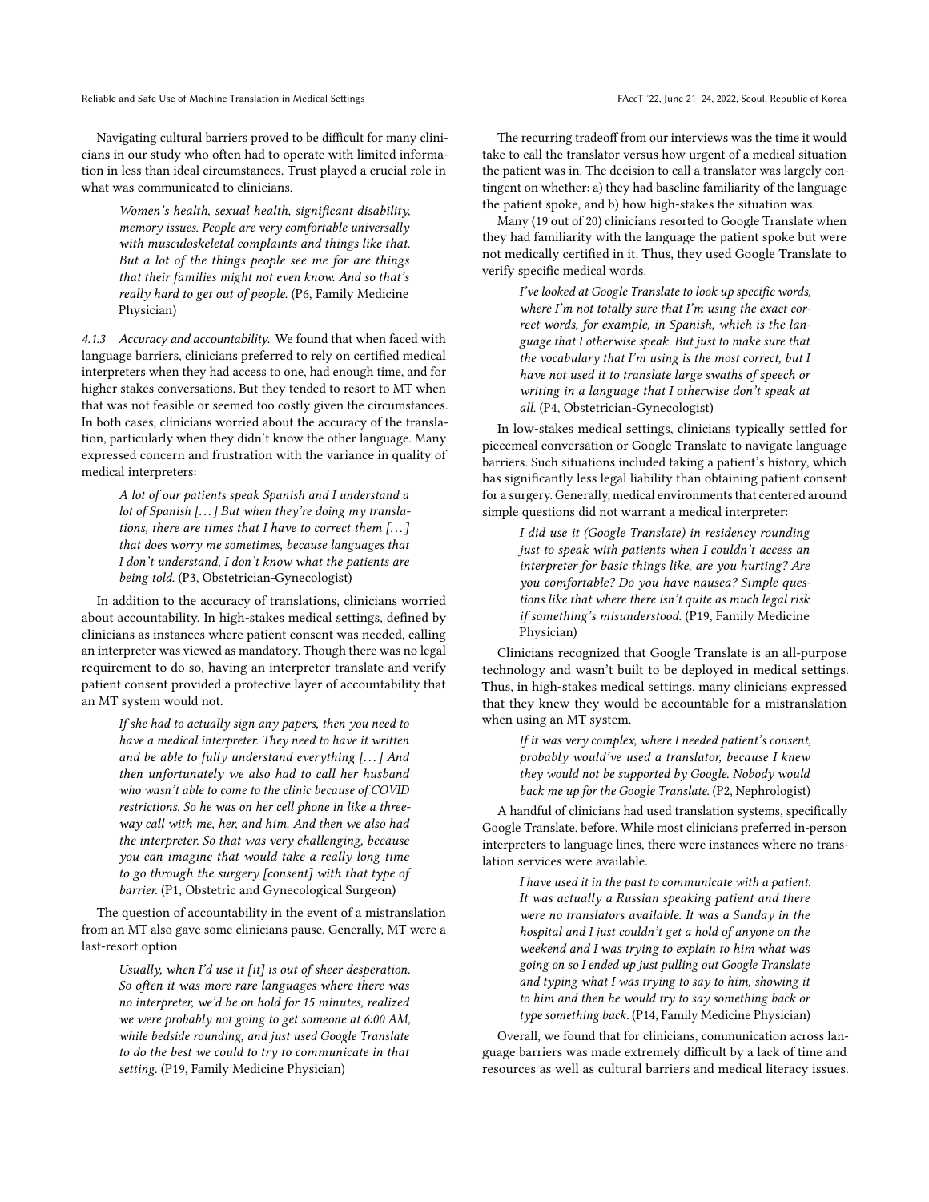Navigating cultural barriers proved to be difficult for many clinicians in our study who often had to operate with limited information in less than ideal circumstances. Trust played a crucial role in what was communicated to clinicians.

> *Women's health, sexual health, significant disability, memory issues. People are very comfortable universally with musculoskeletal complaints and things like that. But a lot of the things people see me for are things that their families might not even know. And so that's really hard to get out of people.* (P6, Family Medicine Physician)

#### 4.1.3 Accuracy and accountability.

We found that when faced with language barriers, clinicians preferred to rely on certified medical interpreters when they had access to one, had enough time, and for higher stakes conversations. But they tended to resort to MT when that was not feasible or seemed too costly given the circumstances. In both cases, clinicians worried about the accuracy of the translation, particularly when they didn't know the other language. Many expressed concern and frustration with the variance in quality of medical interpreters:

> *A lot of our patients speak Spanish and I understand a lot of Spanish [...] But when they're doing my translations, there are times that I have to correct them [...] that does worry me sometimes, because languages that I don't understand, I don't know what the patients are being told.* (P3, Obstetrician-Gynecologist)

In addition to the accuracy of translations, clinicians worried about accountability. In high-stakes medical settings, defined by clinicians as instances where patient consent was needed, calling an interpreter was viewed as mandatory. Though there was no legal requirement to do so, having an interpreter translate and verify patient consent provided a protective layer of accountability that an MT system would not.

> *If she had to actually sign any papers, then you need to have a medical interpreter. They need to have it written and be able to fully understand everything [...] And then unfortunately we also had to call her husband who wasn't able to come to the clinic because of COVID restrictions. So he was on her cell phone in like a three-way call with me, her, and him. And then we also had the interpreter. So that was very challenging, because you can imagine that would take a really long time to go through the surgery [consent] with that type of barrier.* (P1, Obstetric and Gynecological Surgeon)

The question of accountability in the event of a mistranslation from an MT also gave some clinicians pause. Generally, MT were a last-resort option.

> *Usually, when I'd use it [it] is out of sheer desperation. So often it was more rare languages where there was no interpreter, we'd be on hold for 15 minutes, realized we were probably not going to get someone at 6:00 AM, while bedside rounding, and just used Google Translate to do the best we could to try to communicate in that setting.* (P19, Family Medicine Physician)

The recurring tradeoff from our interviews was the time it would take to call the translator versus how urgent of a medical situation the patient was in. The decision to call a translator was largely contingent on whether: a) they had baseline familiarity of the language the patient spoke, and b) how high-stakes the situation was.

Many (19 out of 20) clinicians resorted to Google Translate when they had familiarity with the language the patient spoke but were not medically certified in it. Thus, they used Google Translate to verify specific medical words.

> *I've looked at Google Translate to look up specific words, where I'm not totally sure that I'm using the exact correct words, for example, in Spanish, which is the language that I otherwise speak. But just to make sure that the vocabulary that I'm using is the most correct, but I have not used it to translate large swaths of speech or writing in a language that I otherwise don't speak at all.* (P4, Obstetrician-Gynecologist)

In low-stakes medical settings, clinicians typically settled for piecemeal conversation or Google Translate to navigate language barriers. Such situations included taking a patient's history, which has significantly less legal liability than obtaining patient consent for a surgery. Generally, medical environments that centered around simple questions did not warrant a medical interpreter:

> *I did use it (Google Translate) in residency rounding just to speak with patients when I couldn't access an interpreter for basic things like, are you hurting? Are you comfortable? Do you have nausea? Simple questions like that where there isn't quite as much legal risk if something's misunderstood.* (P19, Family Medicine Physician)

Clinicians recognized that Google Translate is an all-purpose technology and wasn't built to be deployed in medical settings. Thus, in high-stakes medical settings, many clinicians expressed that they knew they would be accountable for a mistranslation when using an MT system.

> *If it was very complex, where I needed patient's consent, probably would've used a translator, because I knew they would not be supported by Google. Nobody would back me up for the Google Translate.* (P2, Nephrologist)

A handful of clinicians had used translation systems, specifically Google Translate, before. While most clinicians preferred in-person interpreters to language lines, there were instances where no translation services were available.

> *I have used it in the past to communicate with a patient. It was actually a Russian speaking patient and there were no translators available. It was a Sunday in the hospital and I just couldn't get a hold of anyone on the weekend and I was trying to explain to him what was going on so I ended up just pulling out Google Translate and typing what I was trying to say to him, showing it to him and then he would try to say something back or type something back.* (P14, Family Medicine Physician)

Overall, we found that for clinicians, communication across language barriers was made extremely difficult by a lack of time and resources as well as cultural barriers and medical literacy issues.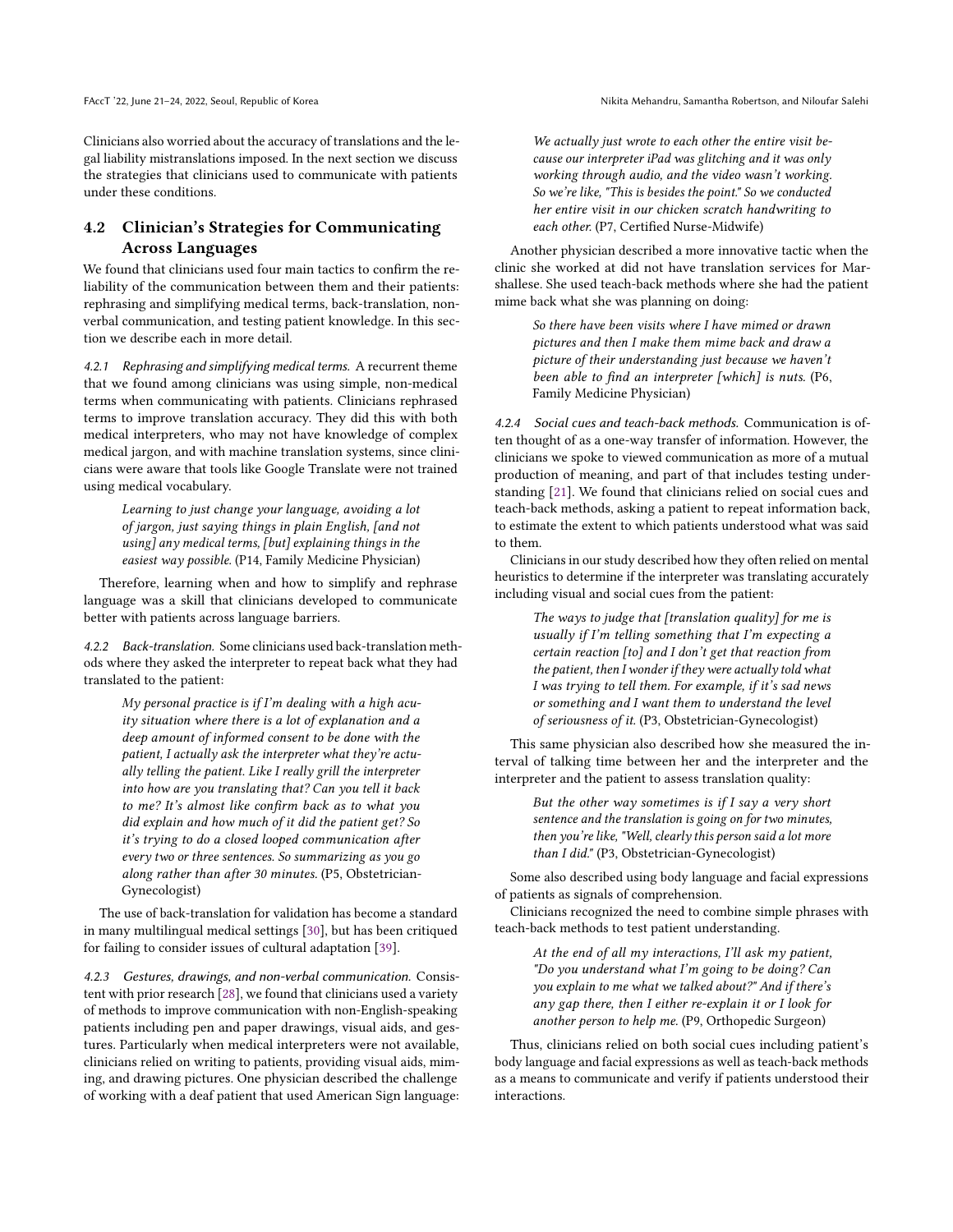Clinicians also worried about the accuracy of translations and the legal liability mistranslations imposed. In the next section we discuss the strategies that clinicians used to communicate with patients under these conditions.

## 4.2 Clinician's Strategies for Communicating Across Languages

We found that clinicians used four main tactics to confirm the reliability of the communication between them and their patients: rephrasing and simplifying medical terms, back-translation, nonverbal communication, and testing patient knowledge. In this section we describe each in more detail.

*4.2.1 Rephrasing and simplifying medical terms.* A recurrent theme that we found among clinicians was using simple, non-medical terms when communicating with patients. Clinicians rephrased terms to improve translation accuracy. They did this with both medical interpreters, who may not have knowledge of complex medical jargon, and with machine translation systems, since clinicians were aware that tools like Google Translate were not trained using medical vocabulary.

> *Learning to just change your language, avoiding a lot of jargon, just saying things in plain English, [and not using] any medical terms, [but] explaining things in the easiest way possible.* (P14, Family Medicine Physician)

Therefore, learning when and how to simplify and rephrase language was a skill that clinicians developed to communicate better with patients across language barriers.

*4.2.2 Back-translation.* Some clinicians used back-translation methods where they asked the interpreter to repeat back what they had translated to the patient:

> *My personal practice is if I'm dealing with a high acuity situation where there is a lot of explanation and a deep amount of informed consent to be done with the patient, I actually ask the interpreter what they're actually telling the patient. Like I really grill the interpreter into how are you translating that? Can you tell it back to me? It's almost like confirm back as to what you did explain and how much of it did the patient get? So it's trying to do a closed looped communication after every two or three sentences. So summarizing as you go along rather than after 30 minutes.* (P5, Obstetrician-Gynecologist)

The use of back-translation for validation has become a standard in many multilingual medical settings [30], but has been critiqued for failing to consider issues of cultural adaptation [39].

*4.2.3 Gestures, drawings, and non-verbal communication.* Consistent with prior research [28], we found that clinicians used a variety of methods to improve communication with non-English-speaking patients including pen and paper drawings, visual aids, and gestures. Particularly when medical interpreters were not available, clinicians relied on writing to patients, providing visual aids, miming, and drawing pictures. One physician described the challenge of working with a deaf patient that used American Sign language:

> *We actually just wrote to each other the entire visit because our interpreter iPad was glitching and it was only working through audio, and the video wasn't working. So we're like, "This is besides the point." So we conducted her entire visit in our chicken scratch handwriting to each other.* (P7, Certified Nurse-Midwife)

Another physician described a more innovative tactic when the clinic she worked at did not have translation services for Marshallese. She used teach-back methods where she had the patient mime back what she was planning on doing:

> *So there have been visits where I have mimed or drawn pictures and then I make them mime back and draw a picture of their understanding just because we haven't been able to find an interpreter [which] is nuts.* (P6, Family Medicine Physician)

*4.2.4 Social cues and teach-back methods.* Communication is often thought of as a one-way transfer of information. However, the clinicians we spoke to viewed communication as more of a mutual production of meaning, and part of that includes testing understanding [21]. We found that clinicians relied on social cues and teach-back methods, asking a patient to repeat information back, to estimate the extent to which patients understood what was said to them.

Clinicians in our study described how they often relied on mental heuristics to determine if the interpreter was translating accurately including visual and social cues from the patient:

> *The ways to judge that [translation quality] for me is usually if I'm telling something that I'm expecting a certain reaction [to] and I don't get that reaction from the patient, then I wonder if they were actually told what I was trying to tell them. For example, if it's sad news or something and I want them to understand the level of seriousness of it.* (P3, Obstetrician-Gynecologist)

This same physician also described how she measured the interval of talking time between her and the interpreter and the interpreter and the patient to assess translation quality:

> *But the other way sometimes is if I say a very short sentence and the translation is going on for two minutes, then you're like, "Well, clearly this person said a lot more than I did."* (P3, Obstetrician-Gynecologist)

Some also described using body language and facial expressions of patients as signals of comprehension.

Clinicians recognized the need to combine simple phrases with teach-back methods to test patient understanding.

> *At the end of all my interactions, I'll ask my patient, "Do you understand what I'm going to be doing? Can you explain to me what we talked about?" And if there's any gap there, then I either re-explain it or I look for another person to help me.* (P9, Orthopedic Surgeon)

Thus, clinicians relied on both social cues including patient's body language and facial expressions as well as teach-back methods as a means to communicate and verify if patients understood their interactions.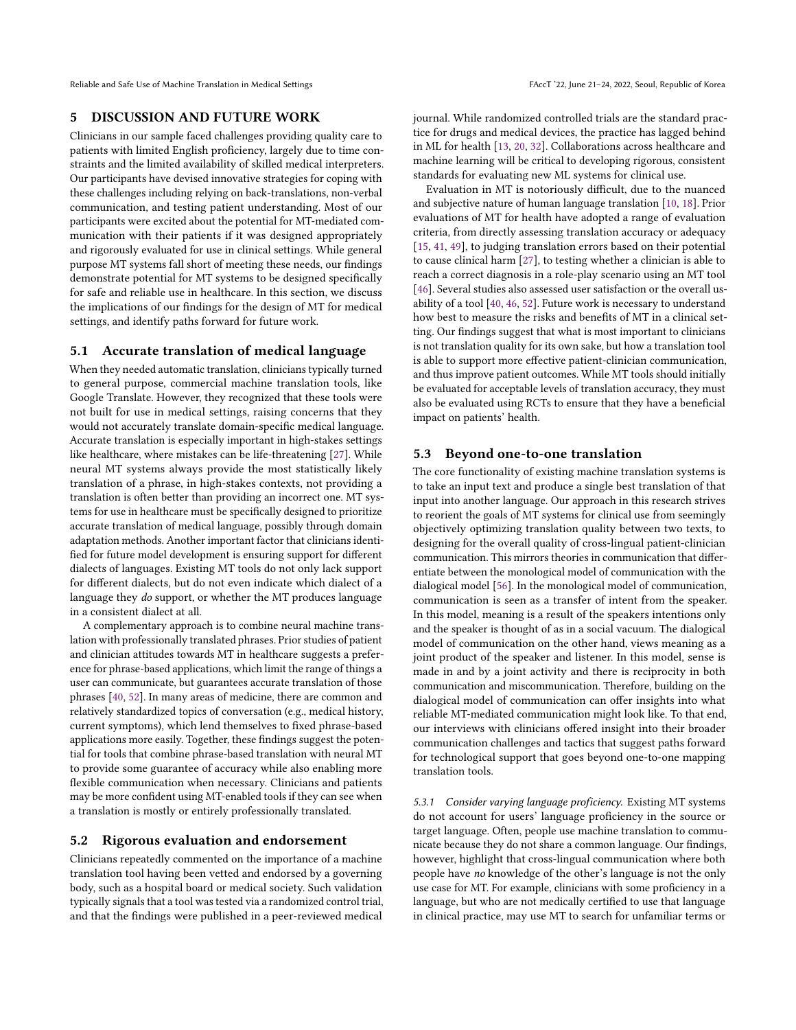## 5 DISCUSSION AND FUTURE WORK

Clinicians in our sample faced challenges providing quality care to patients with limited English proficiency, largely due to time constraints and the limited availability of skilled medical interpreters. Our participants have devised innovative strategies for coping with these challenges including relying on back-translations, non-verbal communication, and testing patient understanding. Most of our participants were excited about the potential for MT-mediated communication with their patients if it was designed appropriately and rigorously evaluated for use in clinical settings. While general purpose MT systems fall short of meeting these needs, our findings demonstrate potential for MT systems to be designed specifically for safe and reliable use in healthcare. In this section, we discuss the implications of our findings for the design of MT for medical settings, and identify paths forward for future work.

### 5.1 Accurate translation of medical language

When they needed automatic translation, clinicians typically turned to general purpose, commercial machine translation tools, like Google Translate. However, they recognized that these tools were not built for use in medical settings, raising concerns that they would not accurately translate domain-specific medical language. Accurate translation is especially important in high-stakes settings like healthcare, where mistakes can be life-threatening [27]. While neural MT systems always provide the most statistically likely translation of a phrase, in high-stakes contexts, not providing a translation is often better than providing an incorrect one. MT systems for use in healthcare must be specifically designed to prioritize accurate translation of medical language, possibly through domain adaptation methods. Another important factor that clinicians identified for future model development is ensuring support for different dialects of languages. Existing MT tools do not only lack support for different dialects, but do not even indicate which dialect of a language they *do* support, or whether the MT produces language in a consistent dialect at all.

A complementary approach is to combine neural machine translation with professionally translated phrases. Prior studies of patient and clinician attitudes towards MT in healthcare suggests a preference for phrase-based applications, which limit the range of things a user can communicate, but guarantees accurate translation of those phrases [40, 52]. In many areas of medicine, there are common and relatively standardized topics of conversation (e.g., medical history, current symptoms), which lend themselves to fixed phrase-based applications more easily. Together, these findings suggest the potential for tools that combine phrase-based translation with neural MT to provide some guarantee of accuracy while also enabling more flexible communication when necessary. Clinicians and patients may be more confident using MT-enabled tools if they can see when a translation is mostly or entirely professionally translated.

### 5.2 Rigorous evaluation and endorsement

Clinicians repeatedly commented on the importance of a machine translation tool having been vetted and endorsed by a governing body, such as a hospital board or medical society. Such validation typically signals that a tool was tested via a randomized control trial, and that the findings were published in a peer-reviewed medical journal. While randomized controlled trials are the standard practice for drugs and medical devices, the practice has lagged behind in ML for health [13, 20, 32]. Collaborations across healthcare and machine learning will be critical to developing rigorous, consistent standards for evaluating new ML systems for clinical use.

Evaluation in MT is notoriously difficult, due to the nuanced and subjective nature of human language translation [10, 18]. Prior evaluations of MT for health have adopted a range of evaluation criteria, from directly assessing translation accuracy or adequacy [15, 41, 49], to judging translation errors based on their potential to cause clinical harm [27], to testing whether a clinician is able to reach a correct diagnosis in a role-play scenario using an MT tool [46]. Several studies also assessed user satisfaction or the overall usability of a tool [40, 46, 52]. Future work is necessary to understand how best to measure the risks and benefits of MT in a clinical setting. Our findings suggest that what is most important to clinicians is not translation quality for its own sake, but how a translation tool is able to support more effective patient-clinician communication, and thus improve patient outcomes. While MT tools should initially be evaluated for acceptable levels of translation accuracy, they must also be evaluated using RCTs to ensure that they have a beneficial impact on patients' health.

### 5.3 Beyond one-to-one translation

The core functionality of existing machine translation systems is to take an input text and produce a single best translation of that input into another language. Our approach in this research strives to reorient the goals of MT systems for clinical use from seemingly objectively optimizing translation quality between two texts, to designing for the overall quality of cross-lingual patient-clinician communication. This mirrors theories in communication that differentiate between the monological model of communication with the dialogical model [56]. In the monological model of communication, communication is seen as a transfer of intent from the speaker. In this model, meaning is a result of the speakers intentions only and the speaker is thought of as in a social vacuum. The dialogical model of communication on the other hand, views meaning as a joint product of the speaker and listener. In this model, sense is made in and by a joint activity and there is reciprocity in both communication and miscommunication. Therefore, building on the dialogical model of communication can offer insights into what reliable MT-mediated communication might look like. To that end, our interviews with clinicians offered insight into their broader communication challenges and tactics that suggest paths forward for technological support that goes beyond one-to-one mapping translation tools.

#### 5.3.1 Consider varying language proficiency.

Existing MT systems do not account for users' language proficiency in the source or target language. Often, people use machine translation to communicate because they do not share a common language. Our findings, however, highlight that cross-lingual communication where both people have *no* knowledge of the other's language is not the only use case for MT. For example, clinicians with some proficiency in a language, but who are not medically certified to use that language in clinical practice, may use MT to search for unfamiliar terms or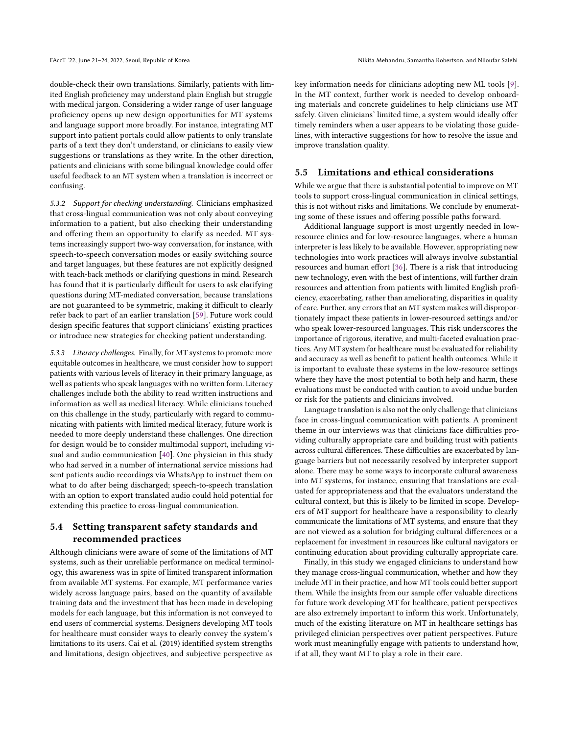double-check their own translations. Similarly, patients with limited English proficiency may understand plain English but struggle with medical jargon. Considering a wider range of user language proficiency opens up new design opportunities for MT systems and language support more broadly. For instance, integrating MT support into patient portals could allow patients to only translate parts of a text they don't understand, or clinicians to easily view suggestions or translations as they write. In the other direction, patients and clinicians with some bilingual knowledge could offer useful feedback to an MT system when a translation is incorrect or confusing.

*5.3.2 Support for checking understanding.* Clinicians emphasized that cross-lingual communication was not only about conveying information to a patient, but also checking their understanding and offering them an opportunity to clarify as needed. MT systems increasingly support two-way conversation, for instance, with speech-to-speech conversation modes or easily switching source and target languages, but these features are not explicitly designed with teach-back methods or clarifying questions in mind. Research has found that it is particularly difficult for users to ask clarifying questions during MT-mediated conversation, because translations are not guaranteed to be symmetric, making it difficult to clearly refer back to part of an earlier translation [59]. Future work could design specific features that support clinicians' existing practices or introduce new strategies for checking patient understanding.

*5.3.3 Literacy challenges.* Finally, for MT systems to promote more equitable outcomes in healthcare, we must consider how to support patients with various levels of literacy in their primary language, as well as patients who speak languages with no written form. Literacy challenges include both the ability to read written instructions and information as well as medical literacy. While clinicians touched on this challenge in the study, particularly with regard to communicating with patients with limited medical literacy, future work is needed to more deeply understand these challenges. One direction for design would be to consider multimodal support, including visual and audio communication [40]. One physician in this study who had served in a number of international service missions had sent patients audio recordings via WhatsApp to instruct them on what to do after being discharged; speech-to-speech translation with an option to export translated audio could hold potential for extending this practice to cross-lingual communication.

## 5.4 Setting transparent safety standards and recommended practices

Although clinicians were aware of some of the limitations of MT systems, such as their unreliable performance on medical terminology, this awareness was in spite of limited transparent information from available MT systems. For example, MT performance varies widely across language pairs, based on the quantity of available training data and the investment that has been made in developing models for each language, but this information is not conveyed to end users of commercial systems. Designers developing MT tools for healthcare must consider ways to clearly convey the system's limitations to its users. Cai et al. (2019) identified system strengths and limitations, design objectives, and subjective perspective as key information needs for clinicians adopting new ML tools [9]. In the MT context, further work is needed to develop onboarding materials and concrete guidelines to help clinicians use MT safely. Given clinicians' limited time, a system would ideally offer timely reminders when a user appears to be violating those guidelines, with interactive suggestions for how to resolve the issue and improve translation quality.

## 5.5 Limitations and ethical considerations

While we argue that there is substantial potential to improve on MT tools to support cross-lingual communication in clinical settings, this is not without risks and limitations. We conclude by enumerating some of these issues and offering possible paths forward.

Additional language support is most urgently needed in low-resource clinics and for low-resource languages, where a human interpreter is less likely to be available. However, appropriating new technologies into work practices will always involve substantial resources and human effort [36]. There is a risk that introducing new technology, even with the best of intentions, will further drain resources and attention from patients with limited English proficiency, exacerbating, rather than ameliorating, disparities in quality of care. Further, any errors that an MT system makes will disproportionately impact these patients in lower-resourced settings and/or who speak lower-resourced languages. This risk underscores the importance of rigorous, iterative, and multi-faceted evaluation practices. Any MT system for healthcare must be evaluated for reliability and accuracy as well as benefit to patient health outcomes. While it is important to evaluate these systems in the low-resource settings where they have the most potential to both help and harm, these evaluations must be conducted with caution to avoid undue burden or risk for the patients and clinicians involved.

Language translation is also not the only challenge that clinicians face in cross-lingual communication with patients. A prominent theme in our interviews was that clinicians face difficulties providing culturally appropriate care and building trust with patients across cultural differences. These difficulties are exacerbated by language barriers but not necessarily resolved by interpreter support alone. There may be some ways to incorporate cultural awareness into MT systems, for instance, ensuring that translations are evaluated for appropriateness and that the evaluators understand the cultural context, but this is likely to be limited in scope. Developers of MT support for healthcare have a responsibility to clearly communicate the limitations of MT systems, and ensure that they are not viewed as a solution for bridging cultural differences or a replacement for investment in resources like cultural navigators or continuing education about providing culturally appropriate care.

Finally, in this study we engaged clinicians to understand how they manage cross-lingual communication, whether and how they include MT in their practice, and how MT tools could better support them. While the insights from our sample offer valuable directions for future work developing MT for healthcare, patient perspectives are also extremely important to inform this work. Unfortunately, much of the existing literature on MT in healthcare settings has privileged clinician perspectives over patient perspectives. Future work must meaningfully engage with patients to understand how, if at all, they want MT to play a role in their care.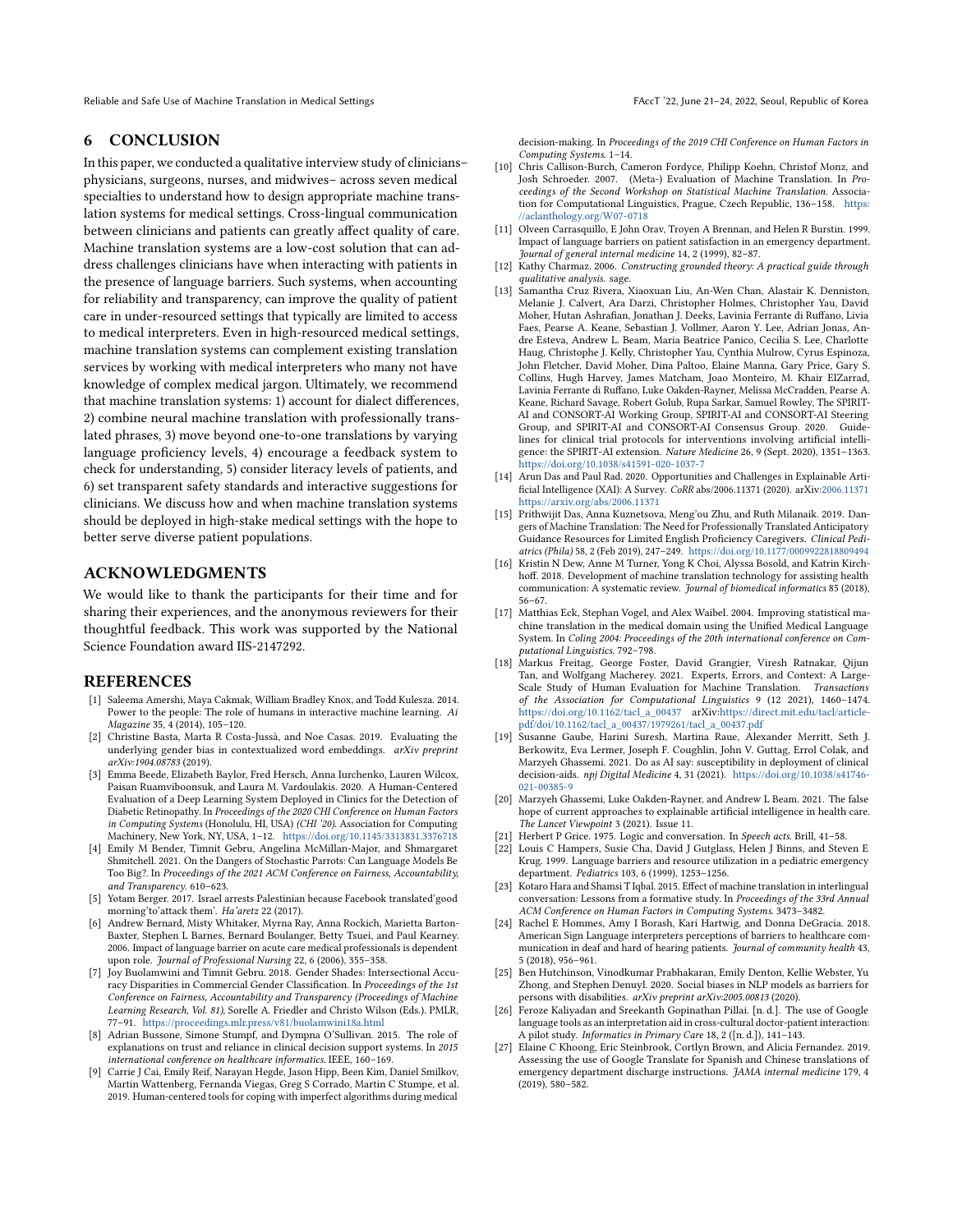## 6 CONCLUSION

In this paper, we conducted a qualitative interview study of clinicians– physicians, surgeons, nurses, and midwives– across seven medical specialties to understand how to design appropriate machine translation systems for medical settings. Cross-lingual communication between clinicians and patients can greatly affect quality of care. Machine translation systems are a low-cost solution that can address challenges clinicians have when interacting with patients in the presence of language barriers. Such systems, when accounting for reliability and transparency, can improve the quality of patient care in under-resourced settings that typically are limited to access to medical interpreters. Even in high-resourced medical settings, machine translation systems can complement existing translation services by working with medical interpreters who many not have knowledge of complex medical jargon. Ultimately, we recommend that machine translation systems: 1) account for dialect differences, 2) combine neural machine translation with professionally translated phrases, 3) move beyond one-to-one translations by varying language proficiency levels, 4) encourage a feedback system to check for understanding, 5) consider literacy levels of patients, and 6) set transparent safety standards and interactive suggestions for clinicians. We discuss how and when machine translation systems should be deployed in high-stake medical settings with the hope to better serve diverse patient populations.

## ACKNOWLEDGMENTS

We would like to thank the participants for their time and for sharing their experiences, and the anonymous reviewers for their thoughtful feedback. This work was supported by the National Science Foundation award IIS-2147292.

## REFERENCES

[1] Saleema Amershi, Maya Cakmak, William Bradley Knox, and Todd Kulesza. 2014. Power to the people: The role of humans in interactive machine learning. *Ai Magazine* 35, 4 (2014), 105–120.

[2] Christine Basta, Marta R Costa-Jussà, and Noe Casas. 2019. Evaluating the underlying gender bias in contextualized word embeddings. *arXiv preprint arXiv:1904.08783* (2019).

[3] Emma Beede, Elizabeth Baylor, Fred Hersch, Anna Iurchenko, Lauren Wilcox, Paisan Ruamviboonsuk, and Laura M. Vardoulakis. 2020. A Human-Centered Evaluation of a Deep Learning System Deployed in Clinics for the Detection of Diabetic Retinopathy. In *Proceedings of the 2020 CHI Conference on Human Factors in Computing Systems* (Honolulu, HI, USA) *(CHI '20)*. Association for Computing Machinery, New York, NY, USA, 1–12. https://doi.org/10.1145/3313831.3376718

[4] Emily M Bender, Timnit Gebru, Angelina McMillan-Major, and Shmargaret Shmitchell. 2021. On the Dangers of Stochastic Parrots: Can Language Models Be Too Big?. In *Proceedings of the 2021 ACM Conference on Fairness, Accountability, and Transparency*. 610–623.

[5] Yotam Berger. 2017. Israel arrests Palestinian because Facebook translated'good morning'to'attack them'. *Ha'aretz* 22 (2017).

[6] Andrew Bernard, Misty Whitaker, Myrna Ray, Anna Rockich, Marietta Barton-Baxter, Stephen L Barnes, Bernard Boulanger, Betty Tsuei, and Paul Kearney. 2006. Impact of language barrier on acute care medical professionals is dependent upon role. *Journal of Professional Nursing* 22, 6 (2006), 355–358.

[7] Joy Buolamwini and Timnit Gebru. 2018. Gender Shades: Intersectional Accuracy Disparities in Commercial Gender Classification. In *Proceedings of the 1st Conference on Fairness, Accountability and Transparency (Proceedings of Machine Learning Research, Vol. 81)*, Sorelle A. Friedler and Christo Wilson (Eds.). PMLR, 77–91. https://proceedings.mlr.press/v81/buolamwini18a.html

[8] Adrian Bussone, Simone Stumpf, and Dympna O'Sullivan. 2015. The role of explanations on trust and reliance in clinical decision support systems. In *2015 international conference on healthcare informatics*. IEEE, 160–169.

[9] Carrie J Cai, Emily Reif, Narayan Hegde, Jason Hipp, Been Kim, Daniel Smilkov, Martin Wattenberg, Fernanda Viegas, Greg S Corrado, Martin C Stumpe, et al. 2019. Human-centered tools for coping with imperfect algorithms during medical decision-making. In *Proceedings of the 2019 CHI Conference on Human Factors in Computing Systems*. 1–14.

[10] Chris Callison-Burch, Cameron Fordyce, Philipp Koehn, Christof Monz, and Josh Schroeder. 2007. (Meta-) Evaluation of Machine Translation. In *Proceedings of the Second Workshop on Statistical Machine Translation*. Association for Computational Linguistics, Prague, Czech Republic, 136–158. https://aclanthology.org/W07-0718

[11] Olveen Carrasquillo, E John Orav, Troyen A Brennan, and Helen R Burstin. 1999. Impact of language barriers on patient satisfaction in an emergency department. *Journal of general internal medicine* 14, 2 (1999), 82–87.

[12] Kathy Charmaz. 2006. *Constructing grounded theory: A practical guide through qualitative analysis*. sage.

[13] Samantha Cruz Rivera, Xiaoxuan Liu, An-Wen Chan, Alastair K. Denniston, Melanie J. Calvert, Ara Darzi, Christopher Holmes, Christopher Yau, David Moher, Hutan Ashrafian, Jonathan J. Deeks, Lavinia Ferrante di Ruffano, Livia Faes, Pearse A. Keane, Sebastian J. Vollmer, Aaron Y. Lee, Adrian Jonas, Andre Esteva, Andrew L. Beam, Maria Beatrice Panico, Cecilia S. Lee, Charlotte Haug, Christophe J. Kelly, Christopher Yau, Cynthia Mulrow, Cyrus Espinoza, John Fletcher, David Moher, Dina Paltoo, Elaine Manna, Gary Price, Gary S. Collins, Hugh Harvey, James Matcham, Joao Monteiro, M. Khair ElZarrad, Lavinia Ferrante di Ruffano, Luke Oakden-Rayner, Melissa McCradden, Pearse A. Keane, Richard Savage, Robert Golub, Rupa Sarkar, Samuel Rowley, The SPIRIT-AI and CONSORT-AI Working Group, SPIRIT-AI and CONSORT-AI Steering Group, and SPIRIT-AI and CONSORT-AI Consensus Group. 2020. Guidelines for clinical trial protocols for interventions involving artificial intelligence: the SPIRIT-AI extension. *Nature Medicine* 26, 9 (Sept. 2020), 1351–1363. https://doi.org/10.1038/s41591-020-1037-7

[14] Arun Das and Paul Rad. 2020. Opportunities and Challenges in Explainable Artificial Intelligence (XAI): A Survey. *CoRR* abs/2006.11371 (2020). arXiv:2006.11371 https://arxiv.org/abs/2006.11371

[15] Prithwijit Das, Anna Kuznetsova, Meng'ou Zhu, and Ruth Milanaik. 2019. Dangers of Machine Translation: The Need for Professionally Translated Anticipatory Guidance Resources for Limited English Proficiency Caregivers. *Clinical Pediatrics (Phila)* 58, 2 (Feb 2019), 247–249. https://doi.org/10.1177/0009922818809494

[16] Kristin N Dew, Anne M Turner, Yong K Choi, Alyssa Bosold, and Katrin Kirchhoff. 2018. Development of machine translation technology for assisting health communication: A systematic review. *Journal of biomedical informatics* 85 (2018), 56–67.

[17] Matthias Eck, Stephan Vogel, and Alex Waibel. 2004. Improving statistical machine translation in the medical domain using the Unified Medical Language System. In *Coling 2004: Proceedings of the 20th international conference on Computational Linguistics*. 792–798.

[18] Markus Freitag, George Foster, David Grangier, Viresh Ratnakar, Qijun Tan, and Wolfgang Macherey. 2021. Experts, Errors, and Context: A Large-Scale Study of Human Evaluation for Machine Translation. *Transactions of the Association for Computational Linguistics* 9 (12 2021), 1460–1474. https://doi.org/10.1162/tacl_a_00437 arXiv:https://direct.mit.edu/tacl/article-pdf/doi/10.1162/tacl_a_00437/1979261/tacl_a_00437.pdf

[19] Susanne Gaube, Harini Suresh, Martina Raue, Alexander Merritt, Seth J. Berkowitz, Eva Lermer, Joseph F. Coughlin, John V. Guttag, Errol Colak, and Marzyeh Ghassemi. 2021. Do as AI say: susceptibility in deployment of clinical decision-aids. *npj Digital Medicine* 4, 31 (2021). https://doi.org/10.1038/s41746-021-00385-9

[20] Marzyeh Ghassemi, Luke Oakden-Rayner, and Andrew L Beam. 2021. The false hope of current approaches to explainable artificial intelligence in health care. *The Lancet Viewpoint* 3 (2021). Issue 11.

[21] Herbert P Grice. 1975. Logic and conversation. In *Speech acts*. Brill, 41–58.

[22] Louis C Hampers, Susie Cha, David J Gutglass, Helen J Binns, and Steven E Krug. 1999. Language barriers and resource utilization in a pediatric emergency department. *Pediatrics* 103, 6 (1999), 1253–1256.

[23] Kotaro Hara and Shamsi T Iqbal. 2015. Effect of machine translation in interlingual conversation: Lessons from a formative study. In *Proceedings of the 33rd Annual ACM Conference on Human Factors in Computing Systems*. 3473–3482.

[24] Rachel E Hommes, Amy I Borash, Kari Hartwig, and Donna DeGracia. 2018. American Sign Language interpreters perceptions of barriers to healthcare communication in deaf and hard of hearing patients. *Journal of community health* 43, 5 (2018), 956–961.

[25] Ben Hutchinson, Vinodkumar Prabhakaran, Emily Denton, Kellie Webster, Yu Zhong, and Stephen Denuyl. 2020. Social biases in NLP models as barriers for persons with disabilities. *arXiv preprint arXiv:2005.00813* (2020).

[26] Feroze Kaliyadan and Sreekanth Gopinathan Pillai. [n. d.]. The use of Google language tools as an interpretation aid in cross-cultural doctor-patient interaction: A pilot study. *Informatics in Primary Care* 18, 2 ([n. d.]), 141–143.

[27] Elaine C Khoong, Eric Steinbrook, Cortlyn Brown, and Alicia Fernandez. 2019. Assessing the use of Google Translate for Spanish and Chinese translations of emergency department discharge instructions. *JAMA internal medicine* 179, 4 (2019), 580–582.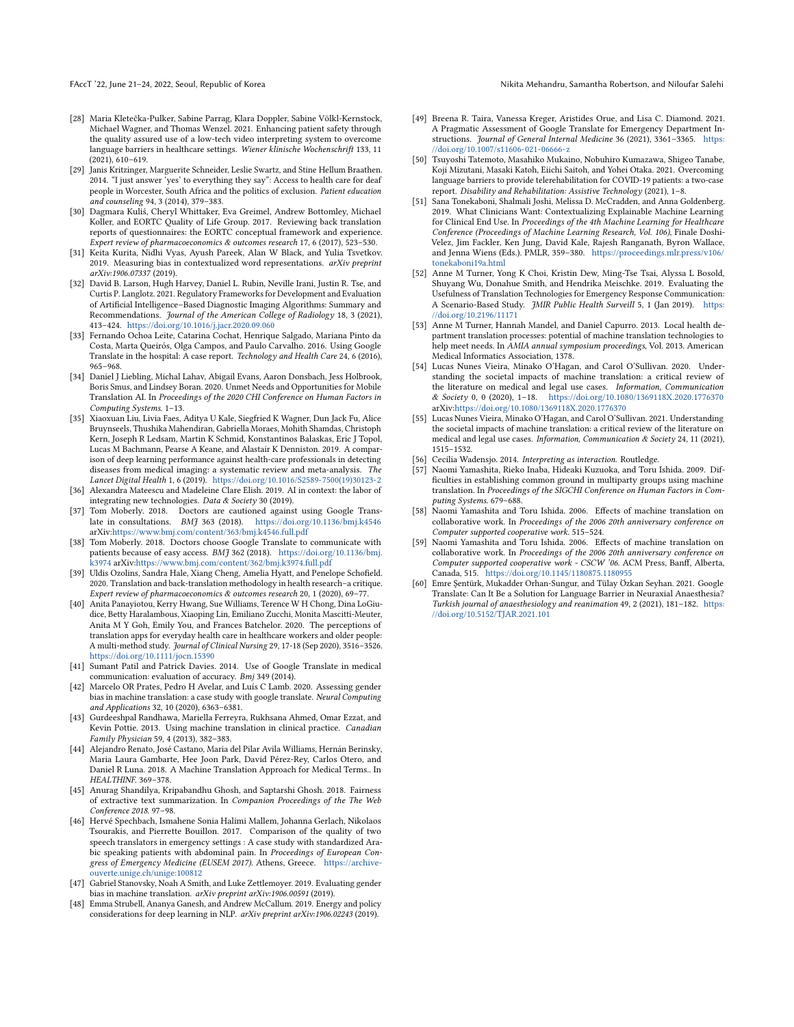[28] Maria Kletečka-Pulker, Sabine Parrag, Klara Doppler, Sabine Völkl-Kernstock, Michael Wagner, and Thomas Wenzel. 2021. Enhancing patient safety through the quality assured use of a low-tech video interpreting system to overcome language barriers in healthcare settings. *Wiener klinische Wochenschrift* 133, 11 (2021), 610–619.

[29] Janis Kritzinger, Marguerite Schneider, Leslie Swartz, and Stine Hellum Braathen. 2014. "I just answer 'yes' to everything they say": Access to health care for deaf people in Worcester, South Africa and the politics of exclusion. *Patient education and counseling* 94, 3 (2014), 379–383.

[30] Dagmara Kuliś, Cheryl Whittaker, Eva Greimel, Andrew Bottomley, Michael Koller, and EORTC Quality of Life Group. 2017. Reviewing back translation reports of questionnaires: the EORTC conceptual framework and experience. *Expert review of pharmacoeconomics & outcomes research* 17, 6 (2017), 523–530.

[31] Keita Kurita, Nidhi Vyas, Ayush Pareek, Alan W Black, and Yulia Tsvetkov. 2019. Measuring bias in contextualized word representations. *arXiv preprint arXiv:1906.07337* (2019).

[32] David B. Larson, Hugh Harvey, Daniel L. Rubin, Neville Irani, Justin R. Tse, and Curtis P. Langlotz. 2021. Regulatory Frameworks for Development and Evaluation of Artificial Intelligence–Based Diagnostic Imaging Algorithms: Summary and Recommendations. *Journal of the American College of Radiology* 18, 3 (2021), 413–424. https://doi.org/10.1016/j.jacr.2020.09.060

[33] Fernando Ochoa Leite, Catarina Cochat, Henrique Salgado, Mariana Pinto da Costa, Marta Queirós, Olga Campos, and Paulo Carvalho. 2016. Using Google Translate in the hospital: A case report. *Technology and Health Care* 24, 6 (2016), 965–968.

[34] Daniel J Liebling, Michal Lahav, Abigail Evans, Aaron Donsbach, Jess Holbrook, Boris Smus, and Lindsey Boran. 2020. Unmet Needs and Opportunities for Mobile Translation AI. In *Proceedings of the 2020 CHI Conference on Human Factors in Computing Systems*. 1–13.

[35] Xiaoxuan Liu, Livia Faes, Aditya U Kale, Siegfried K Wagner, Dun Jack Fu, Alice Bruynseels, Thushika Mahendiran, Gabriella Moraes, Mohith Shamdas, Christoph Kern, Joseph R Ledsam, Martin K Schmid, Konstantinos Balaskas, Eric J Topol, Lucas M Bachmann, Pearse A Keane, and Alastair K Denniston. 2019. A comparison of deep learning performance against health-care professionals in detecting diseases from medical imaging: a systematic review and meta-analysis. *The Lancet Digital Health* 1, 6 (2019). https://doi.org/10.1016/S2589-7500(19)30123-2

[36] Alexandra Mateescu and Madeleine Clare Elish. 2019. AI in context: the labor of integrating new technologies. *Data & Society* 30 (2019).

[37] Tom Moberly. 2018. Doctors are cautioned against using Google Translate in consultations. *BMJ* 363 (2018). https://doi.org/10.1136/bmj.k4546 arXiv:https://www.bmj.com/content/363/bmj.k4546.full.pdf

[38] Tom Moberly. 2018. Doctors choose Google Translate to communicate with patients because of easy access. *BMJ* 362 (2018). https://doi.org/10.1136/bmj.k3974 arXiv:https://www.bmj.com/content/362/bmj.k3974.full.pdf

[39] Uldis Ozolins, Sandra Hale, Xiang Cheng, Amelia Hyatt, and Penelope Schofield. 2020. Translation and back-translation methodology in health research–a critique. *Expert review of pharmacoeconomics & outcomes research* 20, 1 (2020), 69–77.

[40] Anita Panayiotou, Kerry Hwang, Sue Williams, Terence W H Chong, Dina LoGiudice, Betty Haralambous, Xiaoping Lin, Emiliano Zucchi, Monita Mascitti-Meuter, Anita M Y Goh, Emily You, and Frances Batchelor. 2020. The perceptions of translation apps for everyday health care in healthcare workers and older people: A multi-method study. *Journal of Clinical Nursing* 29, 17-18 (Sep 2020), 3516–3526. https://doi.org/10.1111/jocn.15390

[41] Sumant Patil and Patrick Davies. 2014. Use of Google Translate in medical communication: evaluation of accuracy. *Bmj* 349 (2014).

[42] Marcelo OR Prates, Pedro H Avelar, and Luís C Lamb. 2020. Assessing gender bias in machine translation: a case study with google translate. *Neural Computing and Applications* 32, 10 (2020), 6363–6381.

[43] Gurdeeshpal Randhawa, Mariella Ferreyra, Rukhsana Ahmed, Omar Ezzat, and Kevin Pottie. 2013. Using machine translation in clinical practice. *Canadian Family Physician* 59, 4 (2013), 382–383.

[44] Alejandro Renato, José Castano, Maria del Pilar Avila Williams, Hernán Berinsky, Maria Laura Gambarte, Hee Joon Park, David Pérez-Rey, Carlos Otero, and Daniel R Luna. 2018. A Machine Translation Approach for Medical Terms.. In *HEALTHINF*. 369–378.

[45] Anurag Shandilya, Kripabandhu Ghosh, and Saptarshi Ghosh. 2018. Fairness of extractive text summarization. In *Companion Proceedings of the The Web Conference 2018*. 97–98.

[46] Hervé Spechbach, Ismahene Sonia Halimi Mallem, Johanna Gerlach, Nikolaos Tsourakis, and Pierrette Bouillon. 2017. Comparison of the quality of two speech translators in emergency settings : A case study with standardized Arabic speaking patients with abdominal pain. In *Proceedings of European Congress of Emergency Medicine (EUSEM 2017)*. Athens, Greece. https://archive-ouverte.unige.ch/unige:100812

[47] Gabriel Stanovsky, Noah A Smith, and Luke Zettlemoyer. 2019. Evaluating gender bias in machine translation. *arXiv preprint arXiv:1906.00591* (2019).

[48] Emma Strubell, Ananya Ganesh, and Andrew McCallum. 2019. Energy and policy considerations for deep learning in NLP. *arXiv preprint arXiv:1906.02243* (2019).

[49] Breena R. Taira, Vanessa Kreger, Aristides Orue, and Lisa C. Diamond. 2021. A Pragmatic Assessment of Google Translate for Emergency Department Instructions. *Journal of General Internal Medicine* 36 (2021), 3361–3365. https://doi.org/10.1007/s11606-021-06666-z

[50] Tsuyoshi Tatemoto, Masahiko Mukaino, Nobuhiro Kumazawa, Shigeo Tanabe, Koji Mizutani, Masaki Katoh, Eiichi Saitoh, and Yohei Otaka. 2021. Overcoming language barriers to provide telerehabilitation for COVID-19 patients: a two-case report. *Disability and Rehabilitation: Assistive Technology* (2021), 1–8.

[51] Sana Tonekaboni, Shalmali Joshi, Melissa D. McCradden, and Anna Goldenberg. 2019. What Clinicians Want: Contextualizing Explainable Machine Learning for Clinical End Use. In *Proceedings of the 4th Machine Learning for Healthcare Conference (Proceedings of Machine Learning Research, Vol. 106)*, Finale Doshi-Velez, Jim Fackler, Ken Jung, David Kale, Rajesh Ranganath, Byron Wallace, and Jenna Wiens (Eds.). PMLR, 359–380. https://proceedings.mlr.press/v106/tonekaboni19a.html

[52] Anne M Turner, Yong K Choi, Kristin Dew, Ming-Tse Tsai, Alyssa L Bosold, Shuyang Wu, Donahue Smith, and Hendrika Meischke. 2019. Evaluating the Usefulness of Translation Technologies for Emergency Response Communication: A Scenario-Based Study. *JMIR Public Health Surveill* 5, 1 (Jan 2019). https://doi.org/10.2196/11171

[53] Anne M Turner, Hannah Mandel, and Daniel Capurro. 2013. Local health department translation processes: potential of machine translation technologies to help meet needs. In *AMIA annual symposium proceedings*, Vol. 2013. American Medical Informatics Association, 1378.

[54] Lucas Nunes Vieira, Minako O'Hagan, and Carol O'Sullivan. 2020. Understanding the societal impacts of machine translation: a critical review of the literature on medical and legal use cases. *Information, Communication & Society* 0, 0 (2020), 1–18. https://doi.org/10.1080/1369118X.2020.1776370 arXiv:https://doi.org/10.1080/1369118X.2020.1776370

[55] Lucas Nunes Vieira, Minako O'Hagan, and Carol O'Sullivan. 2021. Understanding the societal impacts of machine translation: a critical review of the literature on medical and legal use cases. *Information, Communication & Society* 24, 11 (2021), 1515–1532.

[56] Cecilia Wadensjo. 2014. *Interpreting as interaction.* Routledge.

[57] Naomi Yamashita, Rieko Inaba, Hideaki Kuzuoka, and Toru Ishida. 2009. Difficulties in establishing common ground in multiparty groups using machine translation. In *Proceedings of the SIGCHI Conference on Human Factors in Computing Systems*. 679–688.

[58] Naomi Yamashita and Toru Ishida. 2006. Effects of machine translation on collaborative work. In *Proceedings of the 2006 20th anniversary conference on Computer supported cooperative work*. 515–524.

[59] Naomi Yamashita and Toru Ishida. 2006. Effects of machine translation on collaborative work. In *Proceedings of the 2006 20th anniversary conference on Computer supported cooperative work - CSCW '06*. ACM Press, Banff, Alberta, Canada, 515. https://doi.org/10.1145/1180875.1180955

[60] Emre Şentürk, Mukadder Orhan-Sungur, and Tülay Özkan Seyhan. 2021. Google Translate: Can It Be a Solution for Language Barrier in Neuraxial Anaesthesia? *Turkish journal of anaesthesiology and reanimation* 49, 2 (2021), 181–182. https://doi.org/10.5152/TJAR.2021.101